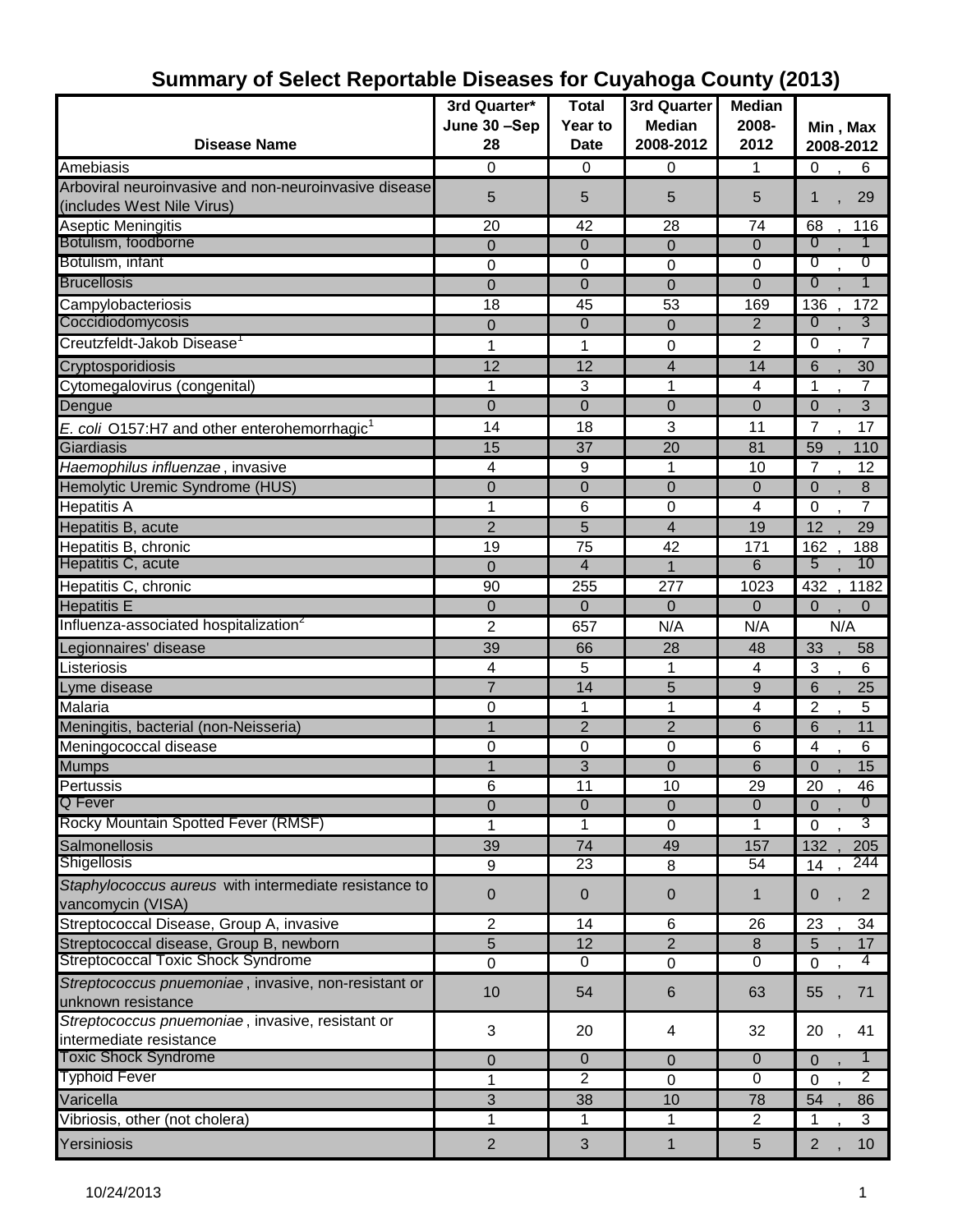# Summary of Select Reportable Diseases for Cuyahoga County (2013)

| Disease Name | 3rd Quarter* June 30 –Sep 28 | Total Year to Date | 3rd Quarter Median 2008-2012 | Median 2008-2012 | Min , Max 2008-2012 |
|---|---|---|---|---|---|
| Amebiasis | 0 | 0 | 0 | 1 | 0 , 6 |
| Arboviral neuroinvasive and non-neuroinvasive disease (includes West Nile Virus) | 5 | 5 | 5 | 5 | 1 , 29 |
| Aseptic Meningitis | 20 | 42 | 28 | 74 | 68 , 116 |
| Botulism, foodborne | 0 | 0 | 0 | 0 | 0 , 1 |
| Botulism, infant | 0 | 0 | 0 | 0 | 0 , 0 |
| Brucellosis | 0 | 0 | 0 | 0 | 0 , 1 |
| Campylobacteriosis | 18 | 45 | 53 | 169 | 136 , 172 |
| Coccidiodomycosis | 0 | 0 | 0 | 2 | 0 , 3 |
| Creutzfeldt-Jakob Disease[1] | 1 | 1 | 0 | 2 | 0 , 7 |
| Cryptosporidiosis | 12 | 12 | 4 | 14 | 6 , 30 |
| Cytomegalovirus (congenital) | 1 | 3 | 1 | 4 | 1 , 7 |
| Dengue | 0 | 0 | 0 | 0 | 0 , 3 |
| *E. coli* O157:H7 and other enterohemorrhagic[1] | 14 | 18 | 3 | 11 | 7 , 17 |
| Giardiasis | 15 | 37 | 20 | 81 | 59 , 110 |
| *Haemophilus influenzae* , invasive | 4 | 9 | 1 | 10 | 7 , 12 |
| Hemolytic Uremic Syndrome (HUS) | 0 | 0 | 0 | 0 | 0 , 8 |
| Hepatitis A | 1 | 6 | 0 | 4 | 0 , 7 |
| Hepatitis B, acute | 2 | 5 | 4 | 19 | 12 , 29 |
| Hepatitis B, chronic | 19 | 75 | 42 | 171 | 162 , 188 |
| Hepatitis C, acute | 0 | 4 | 1 | 6 | 5 , 10 |
| Hepatitis C, chronic | 90 | 255 | 277 | 1023 | 432 , 1182 |
| Hepatitis E | 0 | 0 | 0 | 0 | 0 , 0 |
| Influenza-associated hospitalization[2] | 2 | 657 | N/A | N/A | N/A |
| Legionnaires' disease | 39 | 66 | 28 | 48 | 33 , 58 |
| Listeriosis | 4 | 5 | 1 | 4 | 3 , 6 |
| Lyme disease | 7 | 14 | 5 | 9 | 6 , 25 |
| Malaria | 0 | 1 | 1 | 4 | 2 , 5 |
| Meningitis, bacterial (non-Neisseria) | 1 | 2 | 2 | 6 | 6 , 11 |
| Meningococcal disease | 0 | 0 | 0 | 6 | 4 , 6 |
| Mumps | 1 | 3 | 0 | 6 | 0 , 15 |
| Pertussis | 6 | 11 | 10 | 29 | 20 , 46 |
| Q Fever | 0 | 0 | 0 | 0 | 0 , 0 |
| Rocky Mountain Spotted Fever (RMSF) | 1 | 1 | 0 | 1 | 0 , 3 |
| Salmonellosis | 39 | 74 | 49 | 157 | 132 , 205 |
| Shigellosis | 9 | 23 | 8 | 54 | 14 , 244 |
| *Staphylococcus aureus* with intermediate resistance to vancomycin (VISA) | 0 | 0 | 0 | 1 | 0 , 2 |
| Streptococcal Disease, Group A, invasive | 2 | 14 | 6 | 26 | 23 , 34 |
| Streptococcal disease, Group B, newborn | 5 | 12 | 2 | 8 | 5 , 17 |
| Streptococcal Toxic Shock Syndrome | 0 | 0 | 0 | 0 | 0 , 4 |
| *Streptococcus pnuemoniae* , invasive, non-resistant or unknown resistance | 10 | 54 | 6 | 63 | 55 , 71 |
| *Streptococcus pnuemoniae* , invasive, resistant or intermediate resistance | 3 | 20 | 4 | 32 | 20 , 41 |
| Toxic Shock Syndrome | 0 | 0 | 0 | 0 | 0 , 1 |
| Typhoid Fever | 1 | 2 | 0 | 0 | 0 , 2 |
| Varicella | 3 | 38 | 10 | 78 | 54 , 86 |
| Vibriosis, other (not cholera) | 1 | 1 | 1 | 2 | 1 , 3 |
| Yersiniosis | 2 | 3 | 1 | 5 | 2 , 10 |

10/24/2013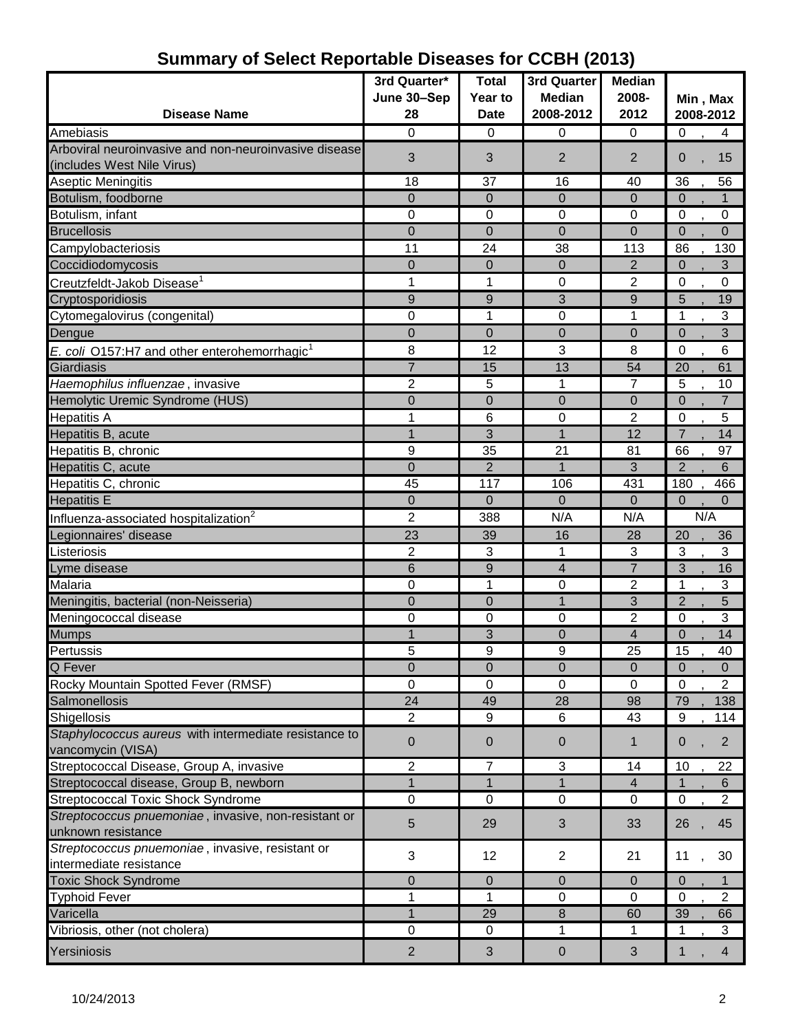# Summary of Select Reportable Diseases for CCBH (2013)

| Disease Name | 3rd Quarter* June 30–Sep 28 | Total Year to Date | 3rd Quarter Median 2008-2012 | Median 2008-2012 | Min , Max 2008-2012 |
|---|---|---|---|---|---|
| Amebiasis | 0 | 0 | 0 | 0 | 0 , 4 |
| Arboviral neuroinvasive and non-neuroinvasive disease (includes West Nile Virus) | 3 | 3 | 2 | 2 | 0 , 15 |
| Aseptic Meningitis | 18 | 37 | 16 | 40 | 36 , 56 |
| Botulism, foodborne | 0 | 0 | 0 | 0 | 0 , 1 |
| Botulism, infant | 0 | 0 | 0 | 0 | 0 , 0 |
| Brucellosis | 0 | 0 | 0 | 0 | 0 , 0 |
| Campylobacteriosis | 11 | 24 | 38 | 113 | 86 , 130 |
| Coccidiodomycosis | 0 | 0 | 0 | 2 | 0 , 3 |
| Creutzfeldt-Jakob Disease[1] | 1 | 1 | 0 | 2 | 0 , 0 |
| Cryptosporidiosis | 9 | 9 | 3 | 9 | 5 , 19 |
| Cytomegalovirus (congenital) | 0 | 1 | 0 | 1 | 1 , 3 |
| Dengue | 0 | 0 | 0 | 0 | 0 , 3 |
| *E. coli* O157:H7 and other enterohemorrhagic[1] | 8 | 12 | 3 | 8 | 0 , 6 |
| Giardiasis | 7 | 15 | 13 | 54 | 20 , 61 |
| *Haemophilus influenzae* , invasive | 2 | 5 | 1 | 7 | 5 , 10 |
| Hemolytic Uremic Syndrome (HUS) | 0 | 0 | 0 | 0 | 0 , 7 |
| Hepatitis A | 1 | 6 | 0 | 2 | 0 , 5 |
| Hepatitis B, acute | 1 | 3 | 1 | 12 | 7 , 14 |
| Hepatitis B, chronic | 9 | 35 | 21 | 81 | 66 , 97 |
| Hepatitis C, acute | 0 | 2 | 1 | 3 | 2 , 6 |
| Hepatitis C, chronic | 45 | 117 | 106 | 431 | 180 , 466 |
| Hepatitis E | 0 | 0 | 0 | 0 | 0 , 0 |
| Influenza-associated hospitalization[2] | 2 | 388 | N/A | N/A | N/A |
| Legionnaires' disease | 23 | 39 | 16 | 28 | 20 , 36 |
| Listeriosis | 2 | 3 | 1 | 3 | 3 , 3 |
| Lyme disease | 6 | 9 | 4 | 7 | 3 , 16 |
| Malaria | 0 | 1 | 0 | 2 | 1 , 3 |
| Meningitis, bacterial (non-Neisseria) | 0 | 0 | 1 | 3 | 2 , 5 |
| Meningococcal disease | 0 | 0 | 0 | 2 | 0 , 3 |
| Mumps | 1 | 3 | 0 | 4 | 0 , 14 |
| Pertussis | 5 | 9 | 9 | 25 | 15 , 40 |
| Q Fever | 0 | 0 | 0 | 0 | 0 , 0 |
| Rocky Mountain Spotted Fever (RMSF) | 0 | 0 | 0 | 0 | 0 , 2 |
| Salmonellosis | 24 | 49 | 28 | 98 | 79 , 138 |
| Shigellosis | 2 | 9 | 6 | 43 | 9 , 114 |
| *Staphylococcus aureus* with intermediate resistance to vancomycin (VISA) | 0 | 0 | 0 | 1 | 0 , 2 |
| Streptococcal Disease, Group A, invasive | 2 | 7 | 3 | 14 | 10 , 22 |
| Streptococcal disease, Group B, newborn | 1 | 1 | 1 | 4 | 1 , 6 |
| Streptococcal Toxic Shock Syndrome | 0 | 0 | 0 | 0 | 0 , 2 |
| *Streptococcus pnuemoniae* , invasive, non-resistant or unknown resistance | 5 | 29 | 3 | 33 | 26 , 45 |
| *Streptococcus pnuemoniae* , invasive, resistant or intermediate resistance | 3 | 12 | 2 | 21 | 11 , 30 |
| Toxic Shock Syndrome | 0 | 0 | 0 | 0 | 0 , 1 |
| Typhoid Fever | 1 | 1 | 0 | 0 | 0 , 2 |
| Varicella | 1 | 29 | 8 | 60 | 39 , 66 |
| Vibriosis, other (not cholera) | 0 | 0 | 1 | 1 | 1 , 3 |
| Yersiniosis | 2 | 3 | 0 | 3 | 1 , 4 |

10/24/2013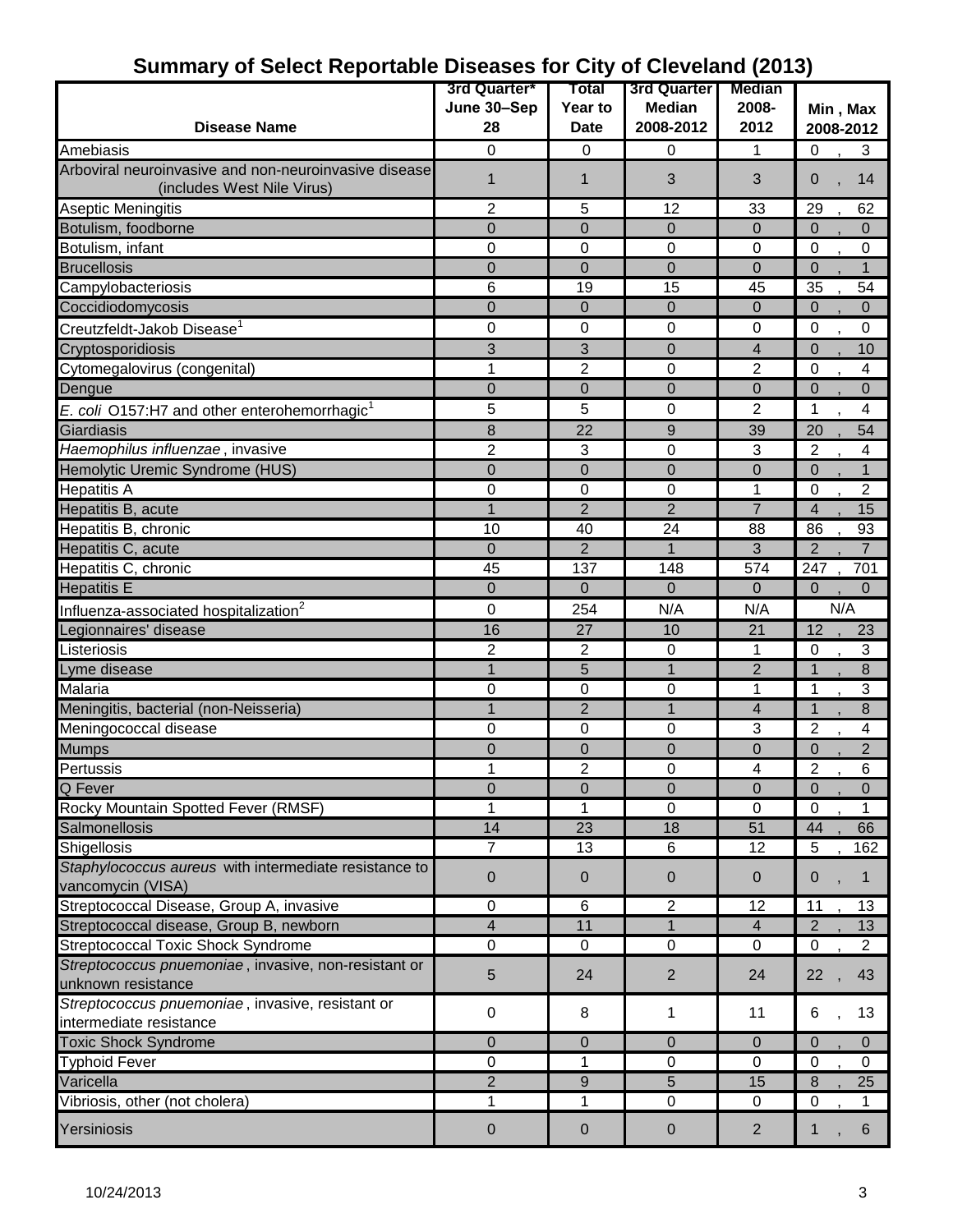# Summary of Select Reportable Diseases for City of Cleveland (2013)

| Disease Name | 3rd Quarter* June 30–Sep 28 | Total Year to Date | 3rd Quarter Median 2008-2012 | Median 2008-2012 | Min , Max 2008-2012 |
|---|---|---|---|---|---|
| Amebiasis | 0 | 0 | 0 | 1 | 0 , 3 |
| Arboviral neuroinvasive and non-neuroinvasive disease (includes West Nile Virus) | 1 | 1 | 3 | 3 | 0 , 14 |
| Aseptic Meningitis | 2 | 5 | 12 | 33 | 29 , 62 |
| Botulism, foodborne | 0 | 0 | 0 | 0 | 0 , 0 |
| Botulism, infant | 0 | 0 | 0 | 0 | 0 , 0 |
| Brucellosis | 0 | 0 | 0 | 0 | 0 , 1 |
| Campylobacteriosis | 6 | 19 | 15 | 45 | 35 , 54 |
| Coccidiodomycosis | 0 | 0 | 0 | 0 | 0 , 0 |
| Creutzfeldt-Jakob Disease[1] | 0 | 0 | 0 | 0 | 0 , 0 |
| Cryptosporidiosis | 3 | 3 | 0 | 4 | 0 , 10 |
| Cytomegalovirus (congenital) | 1 | 2 | 0 | 2 | 0 , 4 |
| Dengue | 0 | 0 | 0 | 0 | 0 , 0 |
| *E. coli* O157:H7 and other enterohemorrhagic[1] | 5 | 5 | 0 | 2 | 1 , 4 |
| Giardiasis | 8 | 22 | 9 | 39 | 20 , 54 |
| *Haemophilus influenzae* , invasive | 2 | 3 | 0 | 3 | 2 , 4 |
| Hemolytic Uremic Syndrome (HUS) | 0 | 0 | 0 | 0 | 0 , 1 |
| Hepatitis A | 0 | 0 | 0 | 1 | 0 , 2 |
| Hepatitis B, acute | 1 | 2 | 2 | 7 | 4 , 15 |
| Hepatitis B, chronic | 10 | 40 | 24 | 88 | 86 , 93 |
| Hepatitis C, acute | 0 | 2 | 1 | 3 | 2 , 7 |
| Hepatitis C, chronic | 45 | 137 | 148 | 574 | 247 , 701 |
| Hepatitis E | 0 | 0 | 0 | 0 | 0 , 0 |
| Influenza-associated hospitalization[2] | 0 | 254 | N/A | N/A | N/A |
| Legionnaires' disease | 16 | 27 | 10 | 21 | 12 , 23 |
| Listeriosis | 2 | 2 | 0 | 1 | 0 , 3 |
| Lyme disease | 1 | 5 | 1 | 2 | 1 , 8 |
| Malaria | 0 | 0 | 0 | 1 | 1 , 3 |
| Meningitis, bacterial (non-Neisseria) | 1 | 2 | 1 | 4 | 1 , 8 |
| Meningococcal disease | 0 | 0 | 0 | 3 | 2 , 4 |
| Mumps | 0 | 0 | 0 | 0 | 0 , 2 |
| Pertussis | 1 | 2 | 0 | 4 | 2 , 6 |
| Q Fever | 0 | 0 | 0 | 0 | 0 , 0 |
| Rocky Mountain Spotted Fever (RMSF) | 1 | 1 | 0 | 0 | 0 , 1 |
| Salmonellosis | 14 | 23 | 18 | 51 | 44 , 66 |
| Shigellosis | 7 | 13 | 6 | 12 | 5 , 162 |
| *Staphylococcus aureus* with intermediate resistance to vancomycin (VISA) | 0 | 0 | 0 | 0 | 0 , 1 |
| Streptococcal Disease, Group A, invasive | 0 | 6 | 2 | 12 | 11 , 13 |
| Streptococcal disease, Group B, newborn | 4 | 11 | 1 | 4 | 2 , 13 |
| Streptococcal Toxic Shock Syndrome | 0 | 0 | 0 | 0 | 0 , 2 |
| *Streptococcus pnuemoniae* , invasive, non-resistant or unknown resistance | 5 | 24 | 2 | 24 | 22 , 43 |
| *Streptococcus pnuemoniae* , invasive, resistant or intermediate resistance | 0 | 8 | 1 | 11 | 6 , 13 |
| Toxic Shock Syndrome | 0 | 0 | 0 | 0 | 0 , 0 |
| Typhoid Fever | 0 | 1 | 0 | 0 | 0 , 0 |
| Varicella | 2 | 9 | 5 | 15 | 8 , 25 |
| Vibriosis, other (not cholera) | 1 | 1 | 0 | 0 | 0 , 1 |
| Yersiniosis | 0 | 0 | 0 | 2 | 1 , 6 |

10/24/2013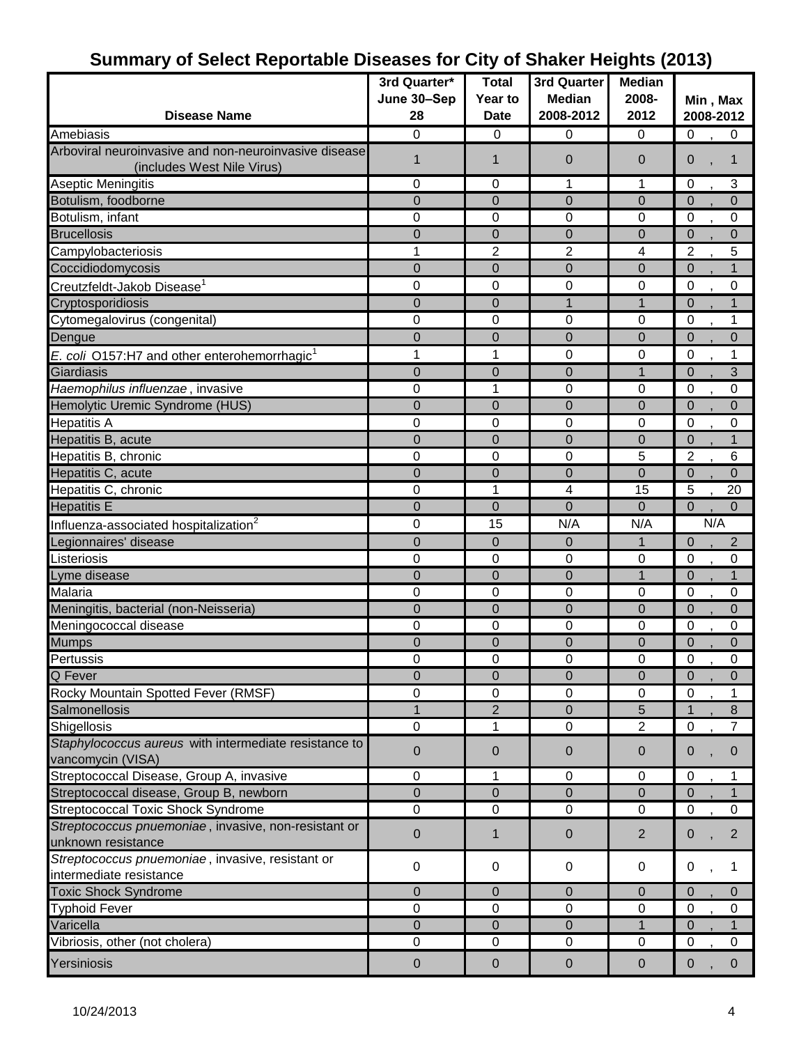# Summary of Select Reportable Diseases for City of Shaker Heights (2013)

| Disease Name | 3rd Quarter* June 30–Sep 28 | Total Year to Date | 3rd Quarter Median 2008-2012 | Median 2008-2012 | Min , Max 2008-2012 |
|---|---|---|---|---|---|
| Amebiasis | 0 | 0 | 0 | 0 | 0 , 0 |
| Arboviral neuroinvasive and non-neuroinvasive disease (includes West Nile Virus) | 1 | 1 | 0 | 0 | 0 , 1 |
| Aseptic Meningitis | 0 | 0 | 1 | 1 | 0 , 3 |
| Botulism, foodborne | 0 | 0 | 0 | 0 | 0 , 0 |
| Botulism, infant | 0 | 0 | 0 | 0 | 0 , 0 |
| Brucellosis | 0 | 0 | 0 | 0 | 0 , 0 |
| Campylobacteriosis | 1 | 2 | 2 | 4 | 2 , 5 |
| Coccidiodomycosis | 0 | 0 | 0 | 0 | 0 , 1 |
| Creutzfeldt-Jakob Disease[1] | 0 | 0 | 0 | 0 | 0 , 0 |
| Cryptosporidiosis | 0 | 0 | 1 | 1 | 0 , 1 |
| Cytomegalovirus (congenital) | 0 | 0 | 0 | 0 | 0 , 1 |
| Dengue | 0 | 0 | 0 | 0 | 0 , 0 |
| *E. coli* O157:H7 and other enterohemorrhagic[1] | 1 | 1 | 0 | 0 | 0 , 1 |
| Giardiasis | 0 | 0 | 0 | 1 | 0 , 3 |
| *Haemophilus influenzae* , invasive | 0 | 1 | 0 | 0 | 0 , 0 |
| Hemolytic Uremic Syndrome (HUS) | 0 | 0 | 0 | 0 | 0 , 0 |
| Hepatitis A | 0 | 0 | 0 | 0 | 0 , 0 |
| Hepatitis B, acute | 0 | 0 | 0 | 0 | 0 , 1 |
| Hepatitis B, chronic | 0 | 0 | 0 | 5 | 2 , 6 |
| Hepatitis C, acute | 0 | 0 | 0 | 0 | 0 , 0 |
| Hepatitis C, chronic | 0 | 1 | 4 | 15 | 5 , 20 |
| Hepatitis E | 0 | 0 | 0 | 0 | 0 , 0 |
| Influenza-associated hospitalization[2] | 0 | 15 | N/A | N/A | N/A |
| Legionnaires' disease | 0 | 0 | 0 | 1 | 0 , 2 |
| Listeriosis | 0 | 0 | 0 | 0 | 0 , 0 |
| Lyme disease | 0 | 0 | 0 | 1 | 0 , 1 |
| Malaria | 0 | 0 | 0 | 0 | 0 , 0 |
| Meningitis, bacterial (non-Neisseria) | 0 | 0 | 0 | 0 | 0 , 0 |
| Meningococcal disease | 0 | 0 | 0 | 0 | 0 , 0 |
| Mumps | 0 | 0 | 0 | 0 | 0 , 0 |
| Pertussis | 0 | 0 | 0 | 0 | 0 , 0 |
| Q Fever | 0 | 0 | 0 | 0 | 0 , 0 |
| Rocky Mountain Spotted Fever (RMSF) | 0 | 0 | 0 | 0 | 0 , 1 |
| Salmonellosis | 1 | 2 | 0 | 5 | 1 , 8 |
| Shigellosis | 0 | 1 | 0 | 2 | 0 , 7 |
| *Staphylococcus aureus* with intermediate resistance to vancomycin (VISA) | 0 | 0 | 0 | 0 | 0 , 0 |
| Streptococcal Disease, Group A, invasive | 0 | 1 | 0 | 0 | 0 , 1 |
| Streptococcal disease, Group B, newborn | 0 | 0 | 0 | 0 | 0 , 1 |
| Streptococcal Toxic Shock Syndrome | 0 | 0 | 0 | 0 | 0 , 0 |
| *Streptococcus pnuemoniae* , invasive, non-resistant or unknown resistance | 0 | 1 | 0 | 2 | 0 , 2 |
| *Streptococcus pnuemoniae* , invasive, resistant or intermediate resistance | 0 | 0 | 0 | 0 | 0 , 1 |
| Toxic Shock Syndrome | 0 | 0 | 0 | 0 | 0 , 0 |
| Typhoid Fever | 0 | 0 | 0 | 0 | 0 , 0 |
| Varicella | 0 | 0 | 0 | 1 | 0 , 1 |
| Vibriosis, other (not cholera) | 0 | 0 | 0 | 0 | 0 , 0 |
| Yersiniosis | 0 | 0 | 0 | 0 | 0 , 0 |

10/24/2013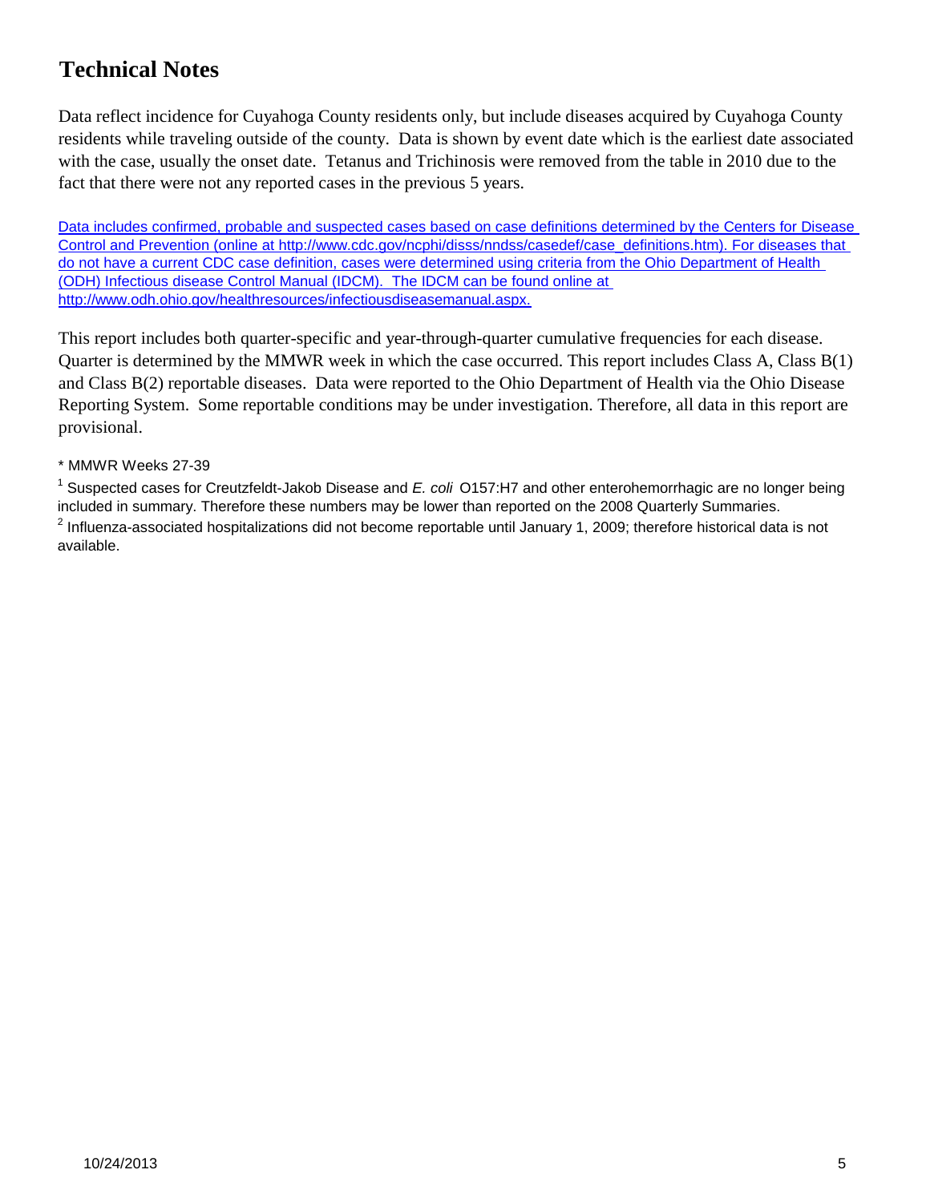# Technical Notes

Data reflect incidence for Cuyahoga County residents only, but include diseases acquired by Cuyahoga County residents while traveling outside of the county. Data is shown by event date which is the earliest date associated with the case, usually the onset date. Tetanus and Trichinosis were removed from the table in 2010 due to the fact that there were not any reported cases in the previous 5 years.

Data includes confirmed, probable and suspected cases based on case definitions determined by the Centers for Disease Control and Prevention (online at http://www.cdc.gov/ncphi/disss/nndss/casedef/case_definitions.htm). For diseases that do not have a current CDC case definition, cases were determined using criteria from the Ohio Department of Health (ODH) Infectious disease Control Manual (IDCM). The IDCM can be found online at http://www.odh.ohio.gov/healthresources/infectiousdiseasemanual.aspx.

This report includes both quarter-specific and year-through-quarter cumulative frequencies for each disease. Quarter is determined by the MMWR week in which the case occurred. This report includes Class A, Class B(1) and Class B(2) reportable diseases. Data were reported to the Ohio Department of Health via the Ohio Disease Reporting System. Some reportable conditions may be under investigation. Therefore, all data in this report are provisional.

\* MMWR Weeks 27-39

[1] Suspected cases for Creutzfeldt-Jakob Disease and *E. coli* O157:H7 and other enterohemorrhagic are no longer being included in summary. Therefore these numbers may be lower than reported on the 2008 Quarterly Summaries.

[2] Influenza-associated hospitalizations did not become reportable until January 1, 2009; therefore historical data is not available.